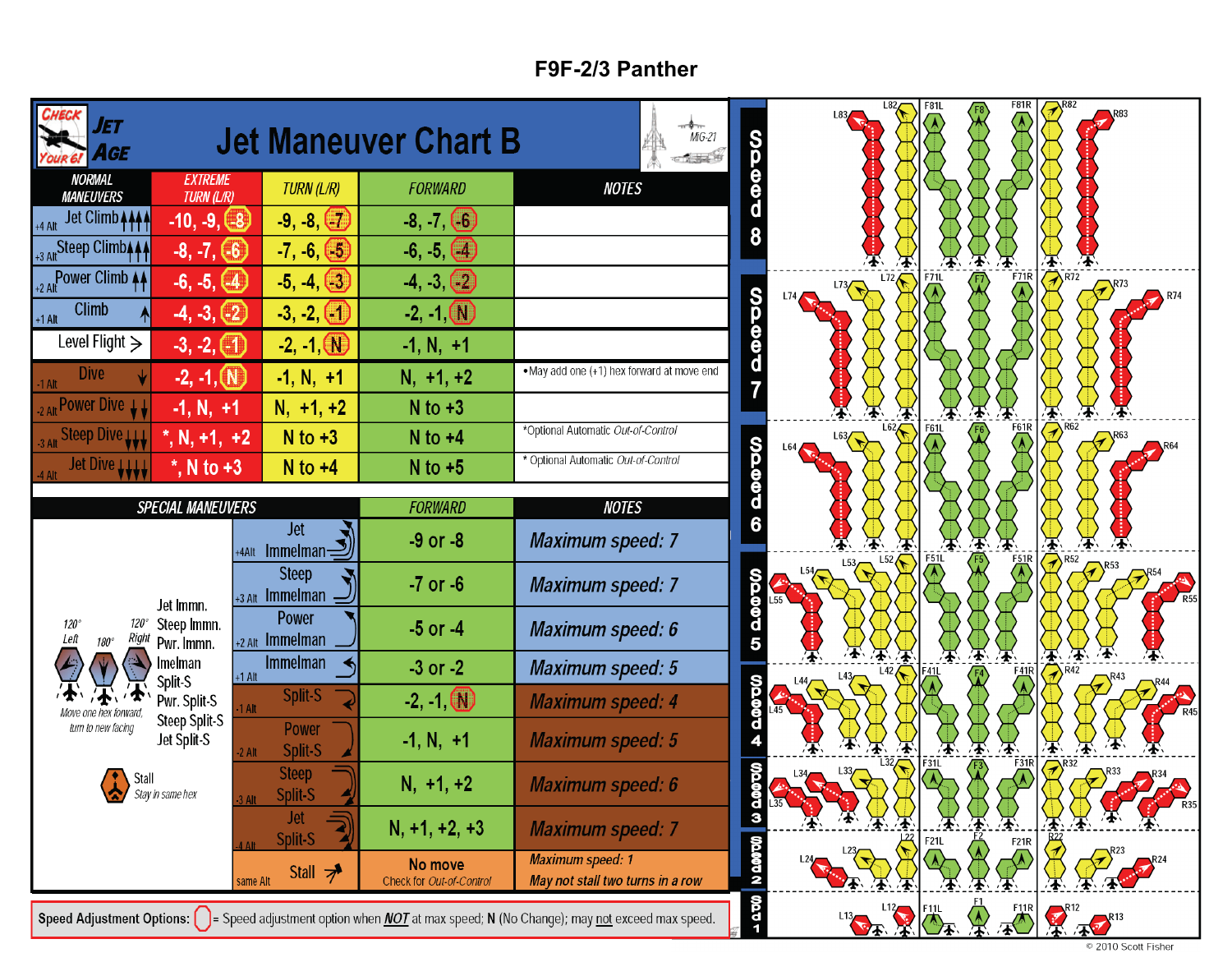# F9F-2/3 Panther

## Jet Maneuver Chart B

Check Your 6! Jet Age

| NORMAL MANEUVERS | EXTREME TURN (L/R) | TURN (L/R) | FORWARD | NOTES |
|---|---|---|---|---|
| +4 Alt Jet Climb | -10, -9, (-8) | -9, -8, (-7) | -8, -7, (-6) | |
| +3 Alt Steep Climb | -8, -7, (-6) | -7, -6, (-5) | -6, -5, (-4) | |
| +2 Alt Power Climb | -6, -5, (-4) | -5, -4, (-3) | -4, -3, (-2) | |
| +1 Alt Climb | -4, -3, (-2) | -3, -2, (-1) | -2, -1, (N) | |
| Level Flight | -3, -2, (-1) | -2, -1, (N) | -1, N, +1 | |
| -1 Alt Dive | -2, -1, (N) | -1, N, +1 | N, +1, +2 | •May add one (+1) hex forward at move end |
| -2 Alt Power Dive | -1, N, +1 | N, +1, +2 | N to +3 | |
| -3 Alt Steep Dive | *, N, +1, +2 | N to +3 | N to +4 | *Optional Automatic *Out-of-Control* |
| -4 Alt Jet Dive | *, N to +3 | N to +4 | N to +5 | * Optional Automatic *Out-of-Control* |

| SPECIAL MANEUVERS | FORWARD | NOTES |
|---|---|---|
| +4Alt Jet Immelman | -9 or -8 | *Maximum speed: 7* |
| +3 Alt Steep Immelman | -7 or -6 | *Maximum speed: 7* |
| +2 Alt Power Immelman | -5 or -4 | *Maximum speed: 6* |
| +1 Alt Immelman | -3 or -2 | *Maximum speed: 5* |
| -1 Alt Split-S | -2, -1, (N) | *Maximum speed: 4* |
| -2 Alt Power Split-S | -1, N, +1 | *Maximum speed: 5* |
| -3 Alt Steep Split-S | N, +1, +2 | *Maximum speed: 6* |
| -4 Alt Jet Split-S | N, +1, +2, +3 | *Maximum speed: 7* |
| same Alt Stall | No move<br>Check for *Out-of-Control* | *Maximum speed: 1*<br>*May not stall two turns in a row* |

Jet Immn., Steep Immn., Pwr. Immn., Imelman, Split-S, Pwr. Split-S, Steep Split-S, Jet Split-S: 120° Left, 180°, 120° Right — *Move one hex forward, turn to new facing*

Stall — *Stay in same hex*

**Speed Adjustment Options:** ( ) = Speed adjustment option when ***NOT*** at max speed; **N** (No Change); may not exceed max speed.

Speed 8: L83, L82, F81L, F8, F81R, R82, R83

Speed 7: L74, L73, L72, F71L, F7, F71R, R72, R73, R74

Speed 6: L64, L63, L62, F61L, F6, F61R, R62, R63, R64

Speed 5: L55, L54, L53, L52, F51L, F5, F51R, R52, R53, R54, R55

Speed 4: L45, L44, L43, L42, F41L, F4, F41R, R42, R43, R44, R45

Speed 3: L35, L34, L33, L32, F31L, F3, F31R, R32, R33, R34, R35

Speed 2: L24, L23, L22, F21L, F2, F21R, R22, R23, R24

Spd 1: L13, L12, F11L, F1, F11R, R12, R13

© 2010 Scott Fisher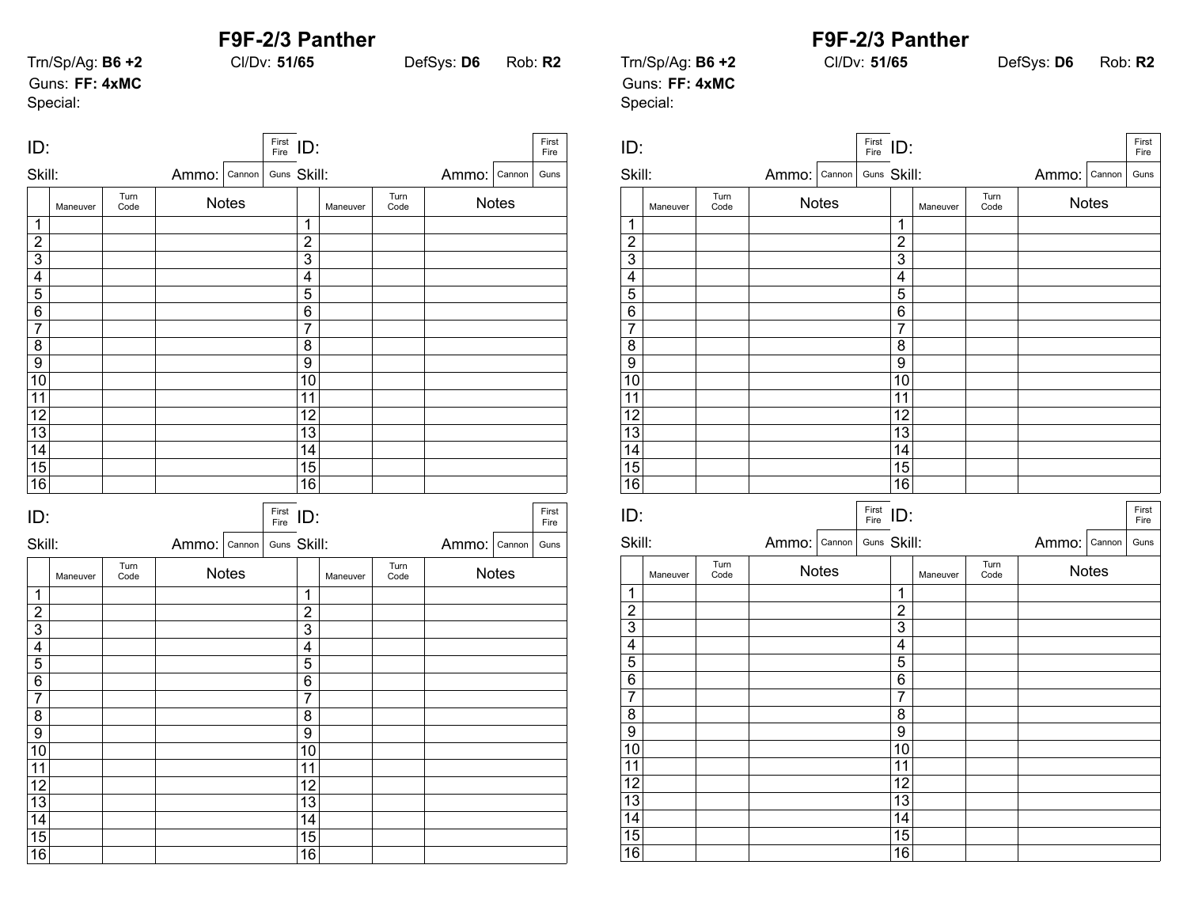## F9F-2/3 Panther

Trn/Sp/Ag: **B6 +2** Cl/Dv: **51/65** DefSys: **D6** Rob: **R2**

Guns: **FF: 4xMC**

Special:

| ID: | | | First Fire |
|---|---|---|---|
| Skill: | Ammo: | Cannon | Guns |

| | Maneuver | Turn Code | Notes |
|---|---|---|---|
| 1 | | | |
| 2 | | | |
| 3 | | | |
| 4 | | | |
| 5 | | | |
| 6 | | | |
| 7 | | | |
| 8 | | | |
| 9 | | | |
| 10 | | | |
| 11 | | | |
| 12 | | | |
| 13 | | | |
| 14 | | | |
| 15 | | | |
| 16 | | | |

| ID: | | | First Fire |
|---|---|---|---|
| Skill: | Ammo: | Cannon | Guns |

| | Maneuver | Turn Code | Notes |
|---|---|---|---|
| 1 | | | |
| 2 | | | |
| 3 | | | |
| 4 | | | |
| 5 | | | |
| 6 | | | |
| 7 | | | |
| 8 | | | |
| 9 | | | |
| 10 | | | |
| 11 | | | |
| 12 | | | |
| 13 | | | |
| 14 | | | |
| 15 | | | |
| 16 | | | |

| ID: | | | First Fire |
|---|---|---|---|
| Skill: | Ammo: | Cannon | Guns |

| | Maneuver | Turn Code | Notes |
|---|---|---|---|
| 1 | | | |
| 2 | | | |
| 3 | | | |
| 4 | | | |
| 5 | | | |
| 6 | | | |
| 7 | | | |
| 8 | | | |
| 9 | | | |
| 10 | | | |
| 11 | | | |
| 12 | | | |
| 13 | | | |
| 14 | | | |
| 15 | | | |
| 16 | | | |

| ID: | | | First Fire |
|---|---|---|---|
| Skill: | Ammo: | Cannon | Guns |

| | Maneuver | Turn Code | Notes |
|---|---|---|---|
| 1 | | | |
| 2 | | | |
| 3 | | | |
| 4 | | | |
| 5 | | | |
| 6 | | | |
| 7 | | | |
| 8 | | | |
| 9 | | | |
| 10 | | | |
| 11 | | | |
| 12 | | | |
| 13 | | | |
| 14 | | | |
| 15 | | | |
| 16 | | | |

## F9F-2/3 Panther

Trn/Sp/Ag: **B6 +2** Cl/Dv: **51/65** DefSys: **D6** Rob: **R2**

Guns: **FF: 4xMC**

Special:

| ID: | | | First Fire |
|---|---|---|---|
| Skill: | Ammo: | Cannon | Guns |

| | Maneuver | Turn Code | Notes |
|---|---|---|---|
| 1 | | | |
| 2 | | | |
| 3 | | | |
| 4 | | | |
| 5 | | | |
| 6 | | | |
| 7 | | | |
| 8 | | | |
| 9 | | | |
| 10 | | | |
| 11 | | | |
| 12 | | | |
| 13 | | | |
| 14 | | | |
| 15 | | | |
| 16 | | | |

| ID: | | | First Fire |
|---|---|---|---|
| Skill: | Ammo: | Cannon | Guns |

| | Maneuver | Turn Code | Notes |
|---|---|---|---|
| 1 | | | |
| 2 | | | |
| 3 | | | |
| 4 | | | |
| 5 | | | |
| 6 | | | |
| 7 | | | |
| 8 | | | |
| 9 | | | |
| 10 | | | |
| 11 | | | |
| 12 | | | |
| 13 | | | |
| 14 | | | |
| 15 | | | |
| 16 | | | |

| ID: | | | First Fire |
|---|---|---|---|
| Skill: | Ammo: | Cannon | Guns |

| | Maneuver | Turn Code | Notes |
|---|---|---|---|
| 1 | | | |
| 2 | | | |
| 3 | | | |
| 4 | | | |
| 5 | | | |
| 6 | | | |
| 7 | | | |
| 8 | | | |
| 9 | | | |
| 10 | | | |
| 11 | | | |
| 12 | | | |
| 13 | | | |
| 14 | | | |
| 15 | | | |
| 16 | | | |

| ID: | | | First Fire |
|---|---|---|---|
| Skill: | Ammo: | Cannon | Guns |

| | Maneuver | Turn Code | Notes |
|---|---|---|---|
| 1 | | | |
| 2 | | | |
| 3 | | | |
| 4 | | | |
| 5 | | | |
| 6 | | | |
| 7 | | | |
| 8 | | | |
| 9 | | | |
| 10 | | | |
| 11 | | | |
| 12 | | | |
| 13 | | | |
| 14 | | | |
| 15 | | | |
| 16 | | | |